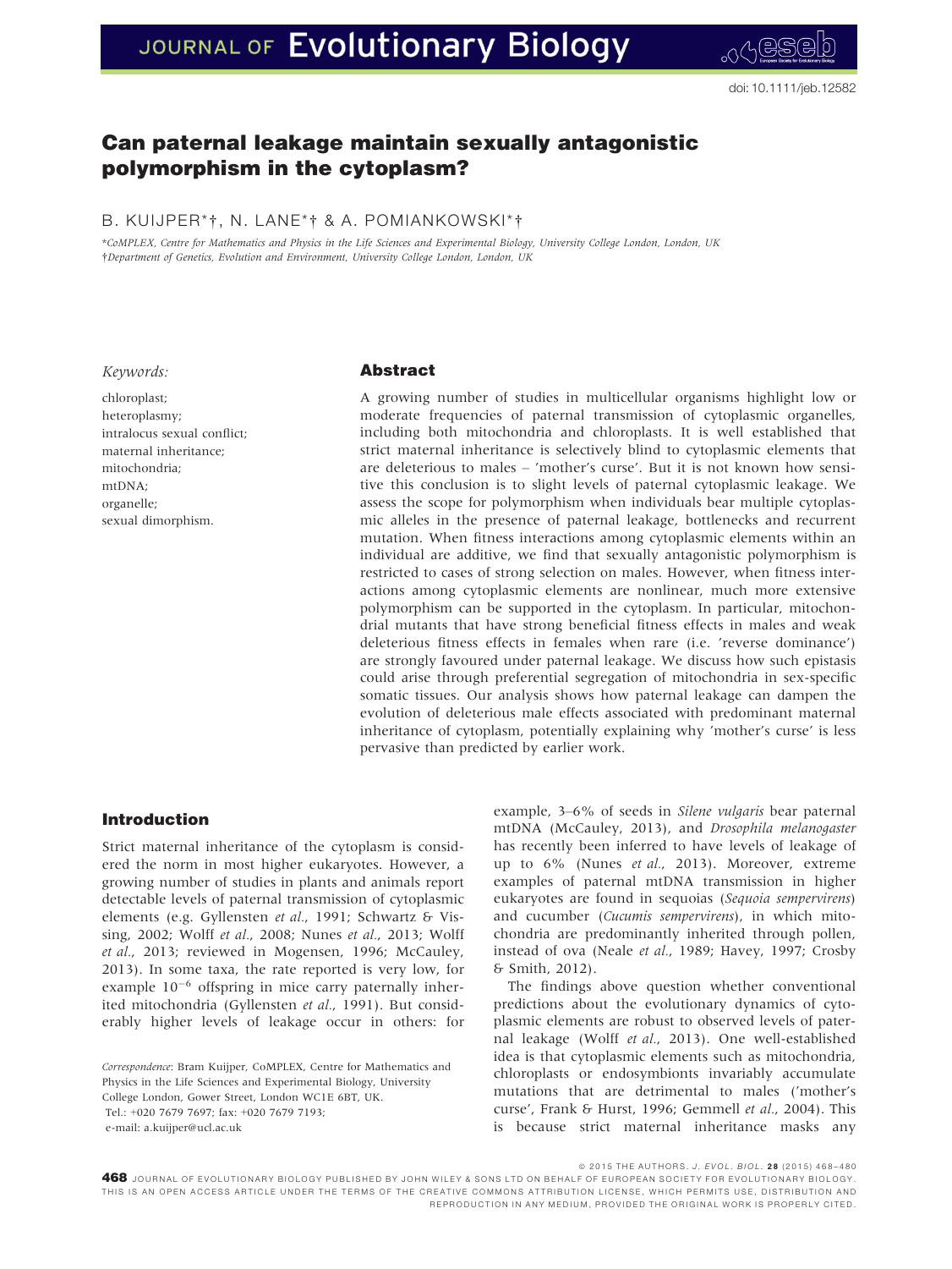# Can paternal leakage maintain sexually antagonistic polymorphism in the cytoplasm?

B. KUIJPER\*†, N. LANE\*† & A. POMIANKOWSKI\*†

\*CoMPLEX, Centre for Mathematics and Physics in the Life Sciences and Experimental Biology, University College London, London, UK
†Department of Genetics, Evolution and Environment, University College London, London, UK

*Keywords:*

chloroplast;
heteroplasmy;
intralocus sexual conflict;
maternal inheritance;
mitochondria;
mtDNA;
organelle;
sexual dimorphism.

## Abstract

A growing number of studies in multicellular organisms highlight low or moderate frequencies of paternal transmission of cytoplasmic organelles, including both mitochondria and chloroplasts. It is well established that strict maternal inheritance is selectively blind to cytoplasmic elements that are deleterious to males – 'mother's curse'. But it is not known how sensitive this conclusion is to slight levels of paternal cytoplasmic leakage. We assess the scope for polymorphism when individuals bear multiple cytoplasmic alleles in the presence of paternal leakage, bottlenecks and recurrent mutation. When fitness interactions among cytoplasmic elements within an individual are additive, we find that sexually antagonistic polymorphism is restricted to cases of strong selection on males. However, when fitness interactions among cytoplasmic elements are nonlinear, much more extensive polymorphism can be supported in the cytoplasm. In particular, mitochondrial mutants that have strong beneficial fitness effects in males and weak deleterious fitness effects in females when rare (i.e. 'reverse dominance') are strongly favoured under paternal leakage. We discuss how such epistasis could arise through preferential segregation of mitochondria in sex-specific somatic tissues. Our analysis shows how paternal leakage can dampen the evolution of deleterious male effects associated with predominant maternal inheritance of cytoplasm, potentially explaining why 'mother's curse' is less pervasive than predicted by earlier work.

## Introduction

Strict maternal inheritance of the cytoplasm is considered the norm in most higher eukaryotes. However, a growing number of studies in plants and animals report detectable levels of paternal transmission of cytoplasmic elements (e.g. Gyllensten *et al.*, 1991; Schwartz & Vissing, 2002; Wolff *et al.*, 2008; Nunes *et al.*, 2013; Wolff *et al.*, 2013; reviewed in Mogensen, 1996; McCauley, 2013). In some taxa, the rate reported is very low, for example $10^{-6}$ offspring in mice carry paternally inherited mitochondria (Gyllensten *et al.*, 1991). But considerably higher levels of leakage occur in others: for example, 3–6% of seeds in *Silene vulgaris* bear paternal mtDNA (McCauley, 2013), and *Drosophila melanogaster* has recently been inferred to have levels of leakage of up to 6% (Nunes *et al.*, 2013). Moreover, extreme examples of paternal mtDNA transmission in higher eukaryotes are found in sequoias (*Sequoia sempervirens*) and cucumber (*Cucumis sempervirens*), in which mitochondria are predominantly inherited through pollen, instead of ova (Neale *et al.*, 1989; Havey, 1997; Crosby & Smith, 2012).

The findings above question whether conventional predictions about the evolutionary dynamics of cytoplasmic elements are robust to observed levels of paternal leakage (Wolff *et al.*, 2013). One well-established idea is that cytoplasmic elements such as mitochondria, chloroplasts or endosymbionts invariably accumulate mutations that are detrimental to males ('mother's curse', Frank & Hurst, 1996; Gemmell *et al.*, 2004). This is because strict maternal inheritance masks any

Correspondence: Bram Kuijper, CoMPLEX, Centre for Mathematics and Physics in the Life Sciences and Experimental Biology, University College London, Gower Street, London WC1E 6BT, UK.
Tel.: +020 7679 7697; fax: +020 7679 7193;
e-mail: a.kuijper@ucl.ac.uk

© 2015 THE AUTHORS. J. EVOL. BIOL. 28 (2015) 468–480
JOURNAL OF EVOLUTIONARY BIOLOGY PUBLISHED BY JOHN WILEY & SONS LTD ON BEHALF OF EUROPEAN SOCIETY FOR EVOLUTIONARY BIOLOGY.
THIS IS AN OPEN ACCESS ARTICLE UNDER THE TERMS OF THE CREATIVE COMMONS ATTRIBUTION LICENSE, WHICH PERMITS USE, DISTRIBUTION AND REPRODUCTION IN ANY MEDIUM, PROVIDED THE ORIGINAL WORK IS PROPERLY CITED.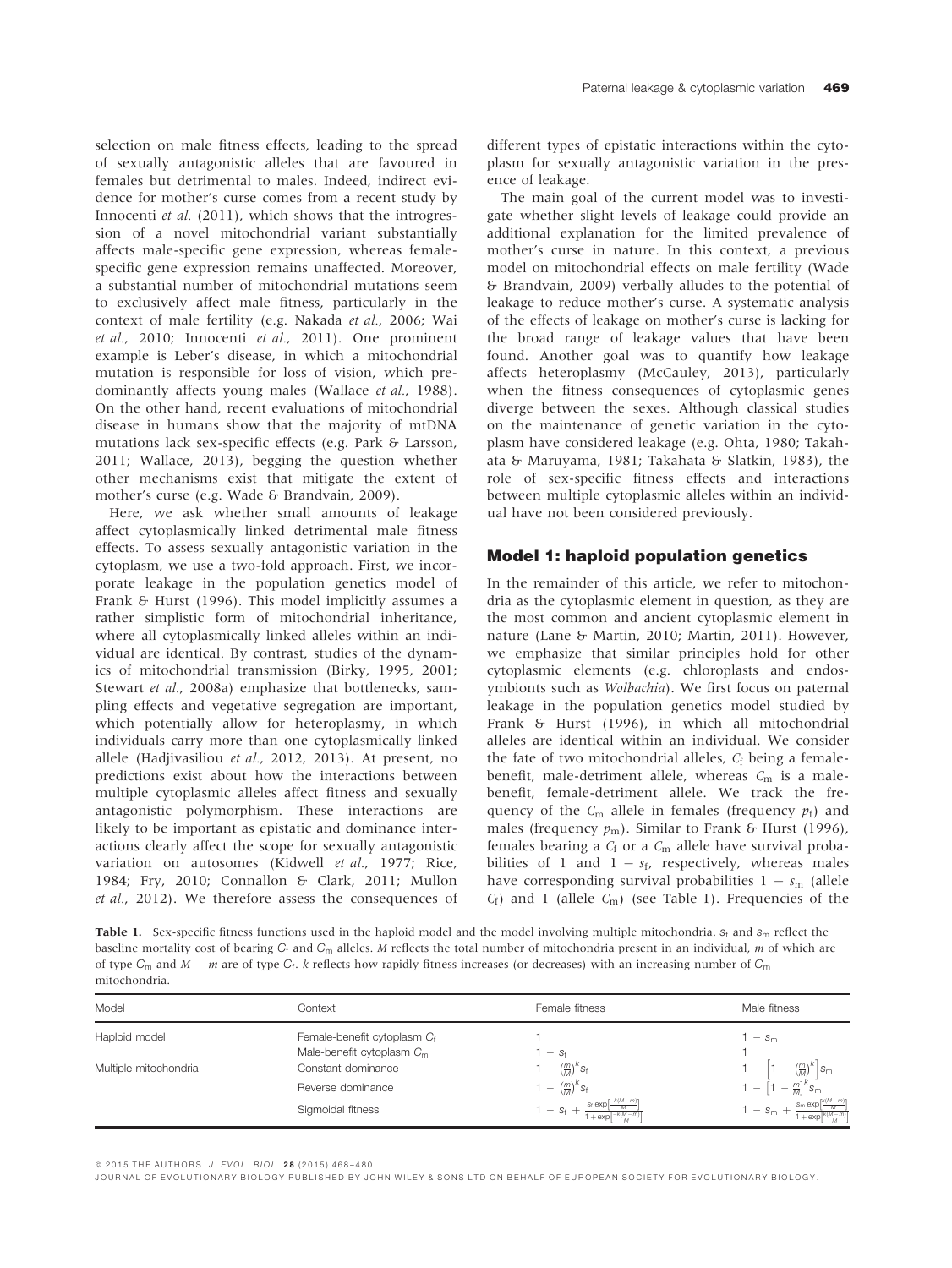selection on male fitness effects, leading to the spread of sexually antagonistic alleles that are favoured in females but detrimental to males. Indeed, indirect evidence for mother's curse comes from a recent study by Innocenti *et al.* (2011), which shows that the introgression of a novel mitochondrial variant substantially affects male-specific gene expression, whereas female-specific gene expression remains unaffected. Moreover, a substantial number of mitochondrial mutations seem to exclusively affect male fitness, particularly in the context of male fertility (e.g. Nakada *et al.*, 2006; Wai *et al.*, 2010; Innocenti *et al.*, 2011). One prominent example is Leber's disease, in which a mitochondrial mutation is responsible for loss of vision, which predominantly affects young males (Wallace *et al.*, 1988). On the other hand, recent evaluations of mitochondrial disease in humans show that the majority of mtDNA mutations lack sex-specific effects (e.g. Park & Larsson, 2011; Wallace, 2013), begging the question whether other mechanisms exist that mitigate the extent of mother's curse (e.g. Wade & Brandvain, 2009).

Here, we ask whether small amounts of leakage affect cytoplasmically linked detrimental male fitness effects. To assess sexually antagonistic variation in the cytoplasm, we use a two-fold approach. First, we incorporate leakage in the population genetics model of Frank & Hurst (1996). This model implicitly assumes a rather simplistic form of mitochondrial inheritance, where all cytoplasmically linked alleles within an individual are identical. By contrast, studies of the dynamics of mitochondrial transmission (Birky, 1995, 2001; Stewart *et al.*, 2008a) emphasize that bottlenecks, sampling effects and vegetative segregation are important, which potentially allow for heteroplasmy, in which individuals carry more than one cytoplasmically linked allele (Hadjivasiliou *et al.*, 2012, 2013). At present, no predictions exist about how the interactions between multiple cytoplasmic alleles affect fitness and sexually antagonistic polymorphism. These interactions are likely to be important as epistatic and dominance interactions clearly affect the scope for sexually antagonistic variation on autosomes (Kidwell *et al.*, 1977; Rice, 1984; Fry, 2010; Connallon & Clark, 2011; Mullon *et al.*, 2012). We therefore assess the consequences of different types of epistatic interactions within the cytoplasm for sexually antagonistic variation in the presence of leakage.

The main goal of the current model was to investigate whether slight levels of leakage could provide an additional explanation for the limited prevalence of mother's curse in nature. In this context, a previous model on mitochondrial effects on male fertility (Wade & Brandvain, 2009) verbally alludes to the potential of leakage to reduce mother's curse. A systematic analysis of the effects of leakage on mother's curse is lacking for the broad range of leakage values that have been found. Another goal was to quantify how leakage affects heteroplasmy (McCauley, 2013), particularly when the fitness consequences of cytoplasmic genes diverge between the sexes. Although classical studies on the maintenance of genetic variation in the cytoplasm have considered leakage (e.g. Ohta, 1980; Takahata & Maruyama, 1981; Takahata & Slatkin, 1983), the role of sex-specific fitness effects and interactions between multiple cytoplasmic alleles within an individual have not been considered previously.

## Model 1: haploid population genetics

In the remainder of this article, we refer to mitochondria as the cytoplasmic element in question, as they are the most common and ancient cytoplasmic element in nature (Lane & Martin, 2010; Martin, 2011). However, we emphasize that similar principles hold for other cytoplasmic elements (e.g. chloroplasts and endosymbionts such as *Wolbachia*). We first focus on paternal leakage in the population genetics model studied by Frank & Hurst (1996), in which all mitochondrial alleles are identical within an individual. We consider the fate of two mitochondrial alleles, $C_f$ being a female-benefit, male-detriment allele, whereas $C_m$ is a male-benefit, female-detriment allele. We track the frequency of the $C_m$ allele in females (frequency $p_f$) and males (frequency $p_m$). Similar to Frank & Hurst (1996), females bearing a $C_f$ or a $C_m$ allele have survival probabilities of 1 and $1 - s_f$, respectively, whereas males have corresponding survival probabilities $1 - s_m$ (allele $C_f$) and 1 (allele $C_m$) (see Table 1). Frequencies of the

**Table 1.** Sex-specific fitness functions used in the haploid model and the model involving multiple mitochondria. $s_f$ and $s_m$ reflect the baseline mortality cost of bearing $C_f$ and $C_m$ alleles. $M$ reflects the total number of mitochondria present in an individual, $m$ of which are of type $C_m$ and $M - m$ are of type $C_f$. $k$ reflects how rapidly fitness increases (or decreases) with an increasing number of $C_m$ mitochondria.

| Model | Context | Female fitness | Male fitness |
|---|---|---|---|
| Haploid model | Female-benefit cytoplasm $C_f$ | 1 | $1 - s_m$ |
| | Male-benefit cytoplasm $C_m$ | $1 - s_f$ | 1 |
| Multiple mitochondria | Constant dominance | $1 - \left(\frac{m}{M}\right)^k s_f$ | $1 - \left[1 - \left(\frac{m}{M}\right)^k\right] s_m$ |
| | Reverse dominance | $1 - \left(\frac{m}{M}\right)^k s_f$ | $1 - \left[1 - \frac{m}{M}\right]^k s_m$ |
| | Sigmoidal fitness | $1 - s_f + \frac{s_f \exp\left[\frac{-k(M-m)}{M}\right]}{1+\exp\left[\frac{-k(M-m)}{M}\right]}$ | $1 - s_m + \frac{s_m \exp\left[\frac{k(M-m)}{M}\right]}{1+\exp\left[\frac{k(M-m)}{M}\right]}$ |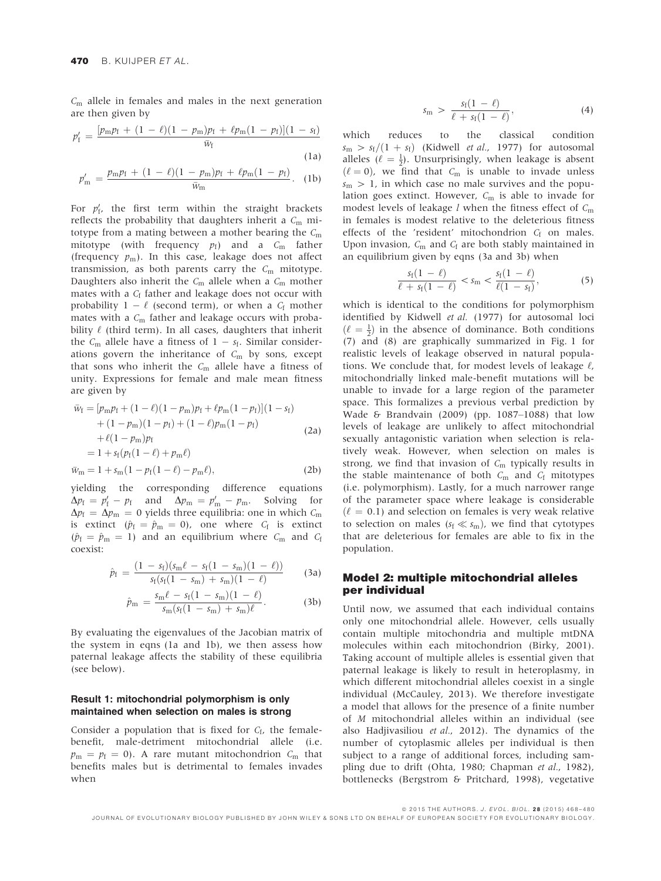$C_m$ allele in females and males in the next generation are then given by

$$p'_f = \frac{[p_m p_f + (1-\ell)(1-p_m)p_f + \ell p_m(1-p_f)](1-s_f)}{\bar{w}_f} \quad (1a)$$

$$p'_m = \frac{p_m p_f + (1-\ell)(1-p_m)p_f + \ell p_m(1-p_f)}{\bar{w}_m}. \quad (1b)$$

For $p'_f$, the first term within the straight brackets reflects the probability that daughters inherit a $C_m$ mitotype from a mating between a mother bearing the $C_m$ mitotype (with frequency $p_f$) and a $C_m$ father (frequency $p_m$). In this case, leakage does not affect transmission, as both parents carry the $C_m$ mitotype. Daughters also inherit the $C_m$ allele when a $C_m$ mother mates with a $C_f$ father and leakage does not occur with probability $1-\ell$ (second term), or when a $C_f$ mother mates with a $C_m$ father and leakage occurs with probability $\ell$ (third term). In all cases, daughters that inherit the $C_m$ allele have a fitness of $1-s_f$. Similar considerations govern the inheritance of $C_m$ by sons, except that sons who inherit the $C_m$ allele have a fitness of unity. Expressions for female and male mean fitness are given by

$$\begin{aligned}\bar{w}_f &= [p_m p_f + (1-\ell)(1-p_m)p_f + \ell p_m(1-p_f)](1-s_f) \\ &\quad + (1-p_m)(1-p_f) + (1-\ell)p_m(1-p_f) \\ &\quad + \ell(1-p_m)p_f \\ &= 1 + s_f(p_f(1-\ell) + p_m\ell)\end{aligned} \quad (2a)$$

$$\bar{w}_m = 1 + s_m(1 - p_f(1-\ell) - p_m\ell), \quad (2b)$$

yielding the corresponding difference equations $\Delta p_f = p'_f - p_f$ and $\Delta p_m = p'_m - p_m$. Solving for $\Delta p_f = \Delta p_m = 0$ yields three equilibria: one in which $C_m$ is extinct ($\hat{p}_f = \hat{p}_m = 0$), one where $C_f$ is extinct ($\hat{p}_f = \hat{p}_m = 1$) and an equilibrium where $C_m$ and $C_f$ coexist:

$$\hat{p}_f = \frac{(1-s_f)(s_m\ell - s_f(1-s_m)(1-\ell))}{s_f(s_f(1-s_m)+s_m)(1-\ell)} \quad (3a)$$

$$\hat{p}_m = \frac{s_m\ell - s_f(1-s_m)(1-\ell)}{s_m(s_f(1-s_m)+s_m)\ell}. \quad (3b)$$

By evaluating the eigenvalues of the Jacobian matrix of the system in eqns (1a and 1b), we then assess how paternal leakage affects the stability of these equilibria (see below).

### Result 1: mitochondrial polymorphism is only maintained when selection on males is strong

Consider a population that is fixed for $C_f$, the female-benefit, male-detriment mitochondrial allele (i.e. $p_m = p_f = 0$). A rare mutant mitochondrion $C_m$ that benefits males but is detrimental to females invades when

$$s_m > \frac{s_f(1-\ell)}{\ell + s_f(1-\ell)}, \quad (4)$$

which reduces to the classical condition $s_m > s_f/(1+s_f)$ (Kidwell *et al.*, 1977) for autosomal alleles ($\ell = \frac{1}{2}$). Unsurprisingly, when leakage is absent ($\ell = 0$), we find that $C_m$ is unable to invade unless $s_m > 1$, in which case no male survives and the population goes extinct. However, $C_m$ is able to invade for modest levels of leakage $l$ when the fitness effect of $C_m$ in females is modest relative to the deleterious fitness effects of the 'resident' mitochondrion $C_f$ on males. Upon invasion, $C_m$ and $C_f$ are both stably maintained in an equilibrium given by eqns (3a and 3b) when

$$\frac{s_f(1-\ell)}{\ell + s_f(1-\ell)} < s_m < \frac{s_f(1-\ell)}{\ell(1-s_f)}, \quad (5)$$

which is identical to the conditions for polymorphism identified by Kidwell *et al.* (1977) for autosomal loci ($\ell = \frac{1}{2}$) in the absence of dominance. Both conditions (7) and (8) are graphically summarized in Fig. 1 for realistic levels of leakage observed in natural populations. We conclude that, for modest levels of leakage $\ell$, mitochondrially linked male-benefit mutations will be unable to invade for a large region of the parameter space. This formalizes a previous verbal prediction by Wade & Brandvain (2009) (pp. 1087–1088) that low levels of leakage are unlikely to affect mitochondrial sexually antagonistic variation when selection is relatively weak. However, when selection on males is strong, we find that invasion of $C_m$ typically results in the stable maintenance of both $C_m$ and $C_f$ mitotypes (i.e. polymorphism). Lastly, for a much narrower range of the parameter space where leakage is considerable ($\ell = 0.1$) and selection on females is very weak relative to selection on males ($s_f \ll s_m$), we find that cytotypes that are deleterious for females are able to fix in the population.

## Model 2: multiple mitochondrial alleles per individual

Until now, we assumed that each individual contains only one mitochondrial allele. However, cells usually contain multiple mitochondria and multiple mtDNA molecules within each mitochondrion (Birky, 2001). Taking account of multiple alleles is essential given that paternal leakage is likely to result in heteroplasmy, in which different mitochondrial alleles coexist in a single individual (McCauley, 2013). We therefore investigate a model that allows for the presence of a finite number of $M$ mitochondrial alleles within an individual (see also Hadjivasiliou *et al.*, 2012). The dynamics of the number of cytoplasmic alleles per individual is then subject to a range of additional forces, including sampling due to drift (Ohta, 1980; Chapman *et al.*, 1982), bottlenecks (Bergstrom & Pritchard, 1998), vegetative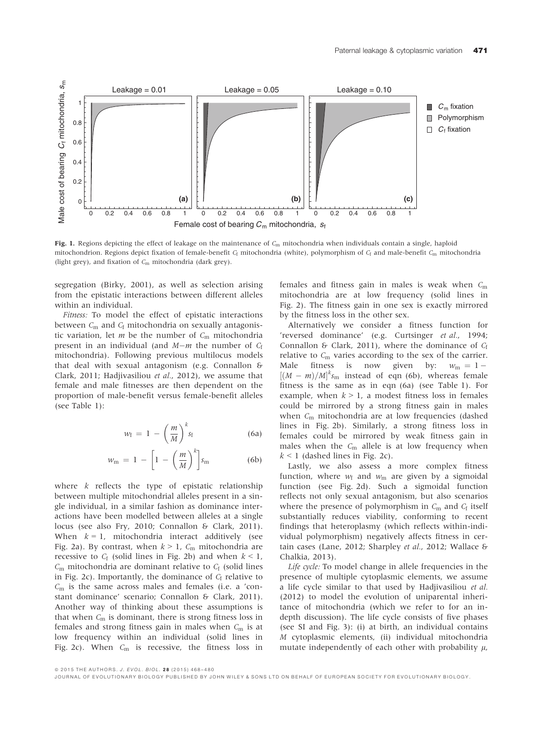**Fig. 1.** Regions depicting the effect of leakage on the maintenance of $C_m$ mitochondria when individuals contain a single, haploid mitochondrion. Regions depict fixation of female-benefit $C_f$ mitochondria (white), polymorphism of $C_f$ and male-benefit $C_m$ mitochondria (light grey), and fixation of $C_m$ mitochondria (dark grey).

segregation (Birky, 2001), as well as selection arising from the epistatic interactions between different alleles within an individual.

*Fitness:* To model the effect of epistatic interactions between $C_m$ and $C_f$ mitochondria on sexually antagonistic variation, let $m$ be the number of $C_m$ mitochondria present in an individual (and $M-m$ the number of $C_f$ mitochondria). Following previous multilocus models that deal with sexual antagonism (e.g. Connallon & Clark, 2011; Hadjivasiliou *et al.*, 2012), we assume that female and male fitnesses are then dependent on the proportion of male-benefit versus female-benefit alleles (see Table 1):

$$w_f = 1 - \left(\frac{m}{M}\right)^k s_f \tag{6a}$$

$$w_m = 1 - \left[1 - \left(\frac{m}{M}\right)^k\right] s_m \tag{6b}$$

where $k$ reflects the type of epistatic relationship between multiple mitochondrial alleles present in a single individual, in a similar fashion as dominance interactions have been modelled between alleles at a single locus (see also Fry, 2010; Connallon & Clark, 2011). When $k = 1$, mitochondria interact additively (see Fig. 2a). By contrast, when $k > 1$, $C_m$ mitochondria are recessive to $C_f$ (solid lines in Fig. 2b) and when $k < 1$, $C_m$ mitochondria are dominant relative to $C_f$ (solid lines in Fig. 2c). Importantly, the dominance of $C_f$ relative to $C_m$ is the same across males and females (i.e. a 'constant dominance' scenario; Connallon & Clark, 2011). Another way of thinking about these assumptions is that when $C_m$ is dominant, there is strong fitness loss in females and strong fitness gain in males when $C_m$ is at low frequency within an individual (solid lines in Fig. 2c). When $C_m$ is recessive, the fitness loss in females and fitness gain in males is weak when $C_m$ mitochondria are at low frequency (solid lines in Fig. 2). The fitness gain in one sex is exactly mirrored by the fitness loss in the other sex.

Alternatively we consider a fitness function for 'reversed dominance' (e.g. Curtsinger *et al.*, 1994; Connallon & Clark, 2011), where the dominance of $C_f$ relative to $C_m$ varies according to the sex of the carrier. Male fitness is now given by: $w_m = 1 - [(M-m)/M]^k s_m$ instead of eqn (6b), whereas female fitness is the same as in eqn (6a) (see Table 1). For example, when $k > 1$, a modest fitness loss in females could be mirrored by a strong fitness gain in males when $C_m$ mitochondria are at low frequencies (dashed lines in Fig. 2b). Similarly, a strong fitness loss in females could be mirrored by weak fitness gain in males when the $C_m$ allele is at low frequency when $k < 1$ (dashed lines in Fig. 2c).

Lastly, we also assess a more complex fitness function, where $w_f$ and $w_m$ are given by a sigmoidal function (see Fig. 2d). Such a sigmoidal function reflects not only sexual antagonism, but also scenarios where the presence of polymorphism in $C_m$ and $C_f$ itself substantially reduces viability, conforming to recent findings that heteroplasmy (which reflects within-individual polymorphism) negatively affects fitness in certain cases (Lane, 2012; Sharpley *et al.*, 2012; Wallace & Chalkia, 2013).

*Life cycle:* To model change in allele frequencies in the presence of multiple cytoplasmic elements, we assume a life cycle similar to that used by Hadjivasiliou *et al.* (2012) to model the evolution of uniparental inheritance of mitochondria (which we refer to for an in-depth discussion). The life cycle consists of five phases (see SI and Fig. 3): (i) at birth, an individual contains $M$ cytoplasmic elements, (ii) individual mitochondria mutate independently of each other with probability $\mu$,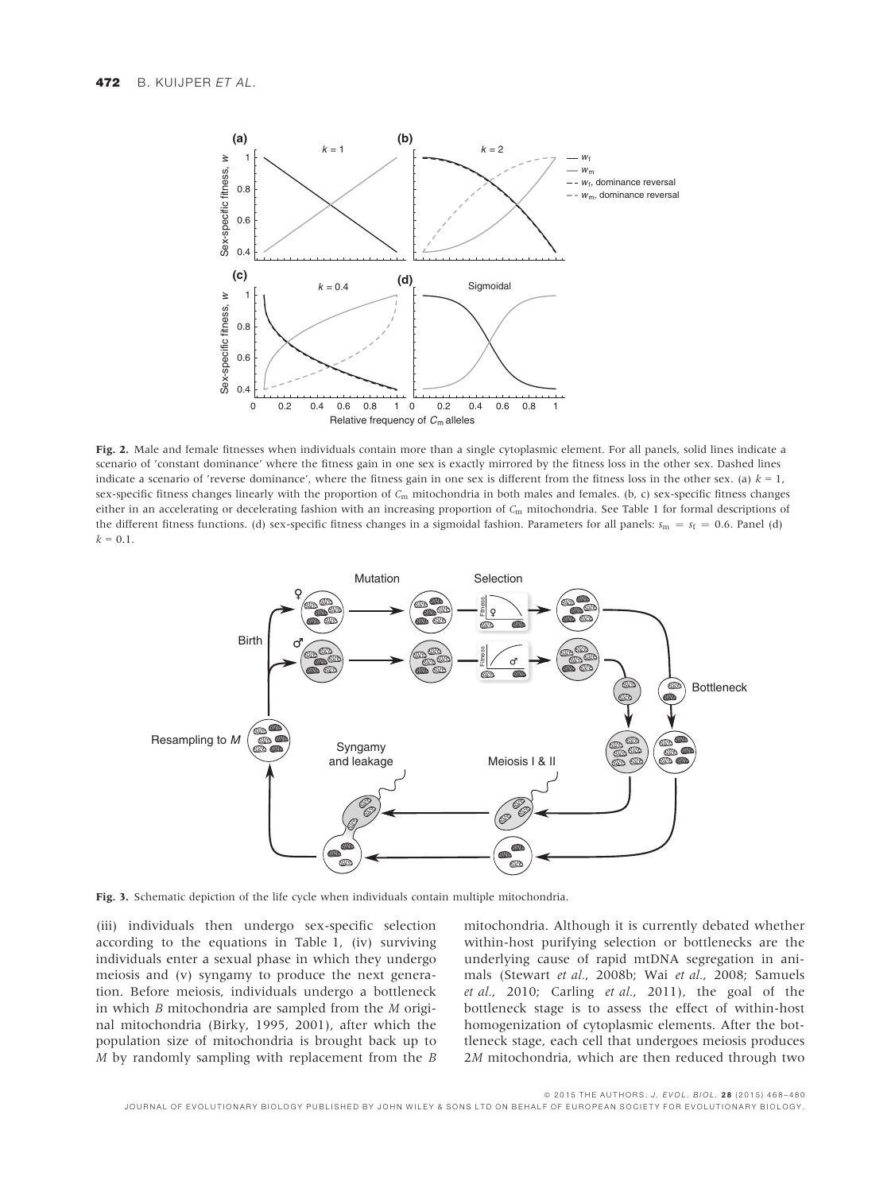**Fig. 2.** Male and female fitnesses when individuals contain more than a single cytoplasmic element. For all panels, solid lines indicate a scenario of 'constant dominance' where the fitness gain in one sex is exactly mirrored by the fitness loss in the other sex. Dashed lines indicate a scenario of 'reverse dominance', where the fitness gain in one sex is different from the fitness loss in the other sex. (a) $k = 1$, sex-specific fitness changes linearly with the proportion of $C_m$ mitochondria in both males and females. (b, c) sex-specific fitness changes either in an accelerating or decelerating fashion with an increasing proportion of $C_m$ mitochondria. See Table 1 for formal descriptions of the different fitness functions. (d) sex-specific fitness changes in a sigmoidal fashion. Parameters for all panels: $s_m = s_f = 0.6$. Panel (d) $k = 0.1$.

**Fig. 3.** Schematic depiction of the life cycle when individuals contain multiple mitochondria.

(iii) individuals then undergo sex-specific selection according to the equations in Table 1, (iv) surviving individuals enter a sexual phase in which they undergo meiosis and (v) syngamy to produce the next generation. Before meiosis, individuals undergo a bottleneck in which $B$ mitochondria are sampled from the $M$ original mitochondria (Birky, 1995, 2001), after which the population size of mitochondria is brought back up to $M$ by randomly sampling with replacement from the $B$ mitochondria. Although it is currently debated whether within-host purifying selection or bottlenecks are the underlying cause of rapid mtDNA segregation in animals (Stewart *et al.*, 2008b; Wai *et al.*, 2008; Samuels *et al.*, 2010; Carling *et al.*, 2011), the goal of the bottleneck stage is to assess the effect of within-host homogenization of cytoplasmic elements. After the bottleneck stage, each cell that undergoes meiosis produces $2M$ mitochondria, which are then reduced through two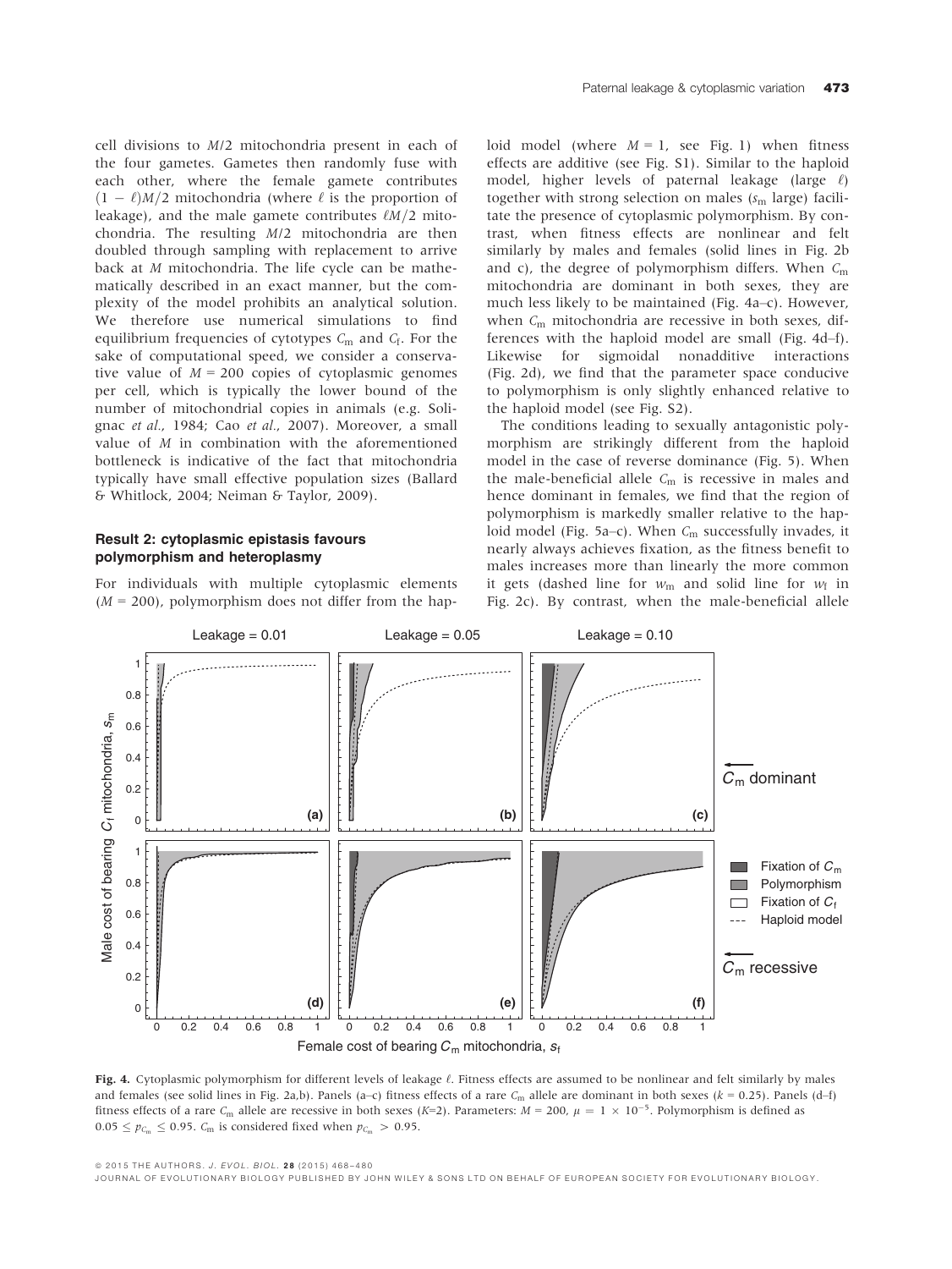cell divisions to $M/2$ mitochondria present in each of the four gametes. Gametes then randomly fuse with each other, where the female gamete contributes $(1 - \ell)M/2$ mitochondria (where $\ell$ is the proportion of leakage), and the male gamete contributes $\ell M/2$ mitochondria. The resulting $M/2$ mitochondria are then doubled through sampling with replacement to arrive back at $M$ mitochondria. The life cycle can be mathematically described in an exact manner, but the complexity of the model prohibits an analytical solution. We therefore use numerical simulations to find equilibrium frequencies of cytotypes $C_m$ and $C_f$. For the sake of computational speed, we consider a conservative value of $M = 200$ copies of cytoplasmic genomes per cell, which is typically the lower bound of the number of mitochondrial copies in animals (e.g. Solignac *et al.*, 1984; Cao *et al.*, 2007). Moreover, a small value of $M$ in combination with the aforementioned bottleneck is indicative of the fact that mitochondria typically have small effective population sizes (Ballard & Whitlock, 2004; Neiman & Taylor, 2009).

### Result 2: cytoplasmic epistasis favours polymorphism and heteroplasmy

For individuals with multiple cytoplasmic elements ($M = 200$), polymorphism does not differ from the haploid model (where $M = 1$, see Fig. 1) when fitness effects are additive (see Fig. S1). Similar to the haploid model, higher levels of paternal leakage (large $\ell$) together with strong selection on males ($s_m$ large) facilitate the presence of cytoplasmic polymorphism. By contrast, when fitness effects are nonlinear and felt similarly by males and females (solid lines in Fig. 2b and c), the degree of polymorphism differs. When $C_m$ mitochondria are dominant in both sexes, they are much less likely to be maintained (Fig. 4a–c). However, when $C_m$ mitochondria are recessive in both sexes, differences with the haploid model are small (Fig. 4d–f). Likewise for sigmoidal nonadditive interactions (Fig. 2d), we find that the parameter space conducive to polymorphism is only slightly enhanced relative to the haploid model (see Fig. S2).

The conditions leading to sexually antagonistic polymorphism are strikingly different from the haploid model in the case of reverse dominance (Fig. 5). When the male-beneficial allele $C_m$ is recessive in males and hence dominant in females, we find that the region of polymorphism is markedly smaller relative to the haploid model (Fig. 5a–c). When $C_m$ successfully invades, it nearly always achieves fixation, as the fitness benefit to males increases more than linearly the more common it gets (dashed line for $w_m$ and solid line for $w_f$ in Fig. 2c). By contrast, when the male-beneficial allele

**Fig. 4.** Cytoplasmic polymorphism for different levels of leakage $\ell$. Fitness effects are assumed to be nonlinear and felt similarly by males and females (see solid lines in Fig. 2a,b). Panels (a–c) fitness effects of a rare $C_m$ allele are dominant in both sexes ($k = 0.25$). Panels (d–f) fitness effects of a rare $C_m$ allele are recessive in both sexes ($K$=2). Parameters: $M = 200$, $\mu = 1 \times 10^{-5}$. Polymorphism is defined as $0.05 \leq p_{C_m} \leq 0.95$. $C_m$ is considered fixed when $p_{C_m} > 0.95$.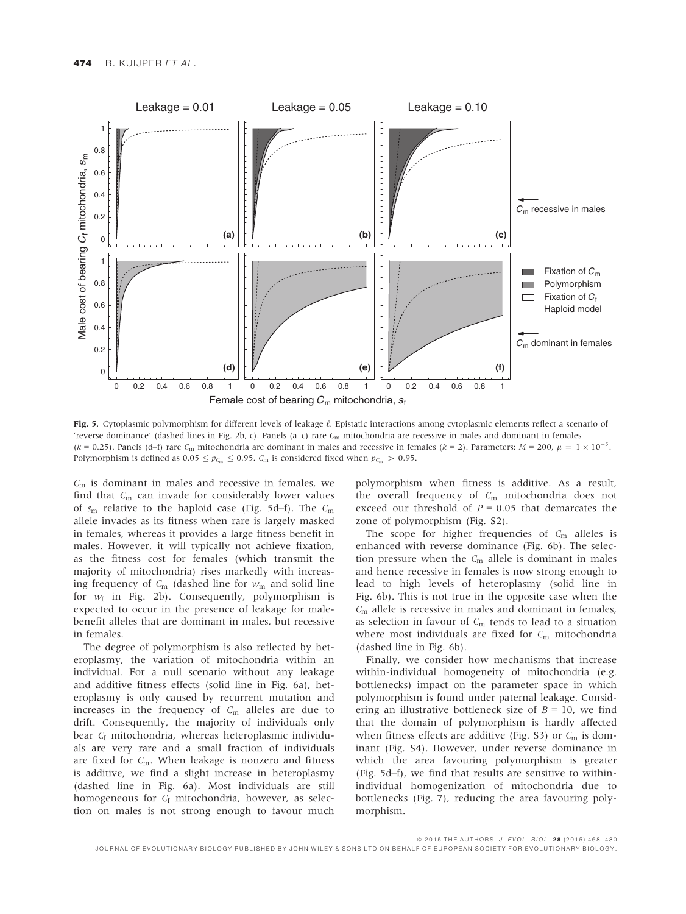**Fig. 5.** Cytoplasmic polymorphism for different levels of leakage $\ell$. Epistatic interactions among cytoplasmic elements reflect a scenario of 'reverse dominance' (dashed lines in Fig. 2b, c). Panels (a–c) rare $C_m$ mitochondria are recessive in males and dominant in females ($k = 0.25$). Panels (d–f) rare $C_m$ mitochondria are dominant in males and recessive in females ($k = 2$). Parameters: $M = 200$, $\mu = 1 \times 10^{-5}$. Polymorphism is defined as $0.05 \le p_{C_m} \le 0.95$. $C_m$ is considered fixed when $p_{C_m} > 0.95$.

$C_m$ is dominant in males and recessive in females, we find that $C_m$ can invade for considerably lower values of $s_m$ relative to the haploid case (Fig. 5d–f). The $C_m$ allele invades as its fitness when rare is largely masked in females, whereas it provides a large fitness benefit in males. However, it will typically not achieve fixation, as the fitness cost for females (which transmit the majority of mitochondria) rises markedly with increasing frequency of $C_m$ (dashed line for $w_m$ and solid line for $w_f$ in Fig. 2b). Consequently, polymorphism is expected to occur in the presence of leakage for male-benefit alleles that are dominant in males, but recessive in females.

The degree of polymorphism is also reflected by heteroplasmy, the variation of mitochondria within an individual. For a null scenario without any leakage and additive fitness effects (solid line in Fig. 6a), heteroplasmy is only caused by recurrent mutation and increases in the frequency of $C_m$ alleles are due to drift. Consequently, the majority of individuals only bear $C_f$ mitochondria, whereas heteroplasmic individuals are very rare and a small fraction of individuals are fixed for $C_m$. When leakage is nonzero and fitness is additive, we find a slight increase in heteroplasmy (dashed line in Fig. 6a). Most individuals are still homogeneous for $C_f$ mitochondria, however, as selection on males is not strong enough to favour much polymorphism when fitness is additive. As a result, the overall frequency of $C_m$ mitochondria does not exceed our threshold of $P = 0.05$ that demarcates the zone of polymorphism (Fig. S2).

The scope for higher frequencies of $C_m$ alleles is enhanced with reverse dominance (Fig. 6b). The selection pressure when the $C_m$ allele is dominant in males and hence recessive in females is now strong enough to lead to high levels of heteroplasmy (solid line in Fig. 6b). This is not true in the opposite case when the $C_m$ allele is recessive in males and dominant in females, as selection in favour of $C_m$ tends to lead to a situation where most individuals are fixed for $C_m$ mitochondria (dashed line in Fig. 6b).

Finally, we consider how mechanisms that increase within-individual homogeneity of mitochondria (e.g. bottlenecks) impact on the parameter space in which polymorphism is found under paternal leakage. Considering an illustrative bottleneck size of $B = 10$, we find that the domain of polymorphism is hardly affected when fitness effects are additive (Fig. S3) or $C_m$ is dominant (Fig. S4). However, under reverse dominance in which the area favouring polymorphism is greater (Fig. 5d–f), we find that results are sensitive to within-individual homogenization of mitochondria due to bottlenecks (Fig. 7), reducing the area favouring polymorphism.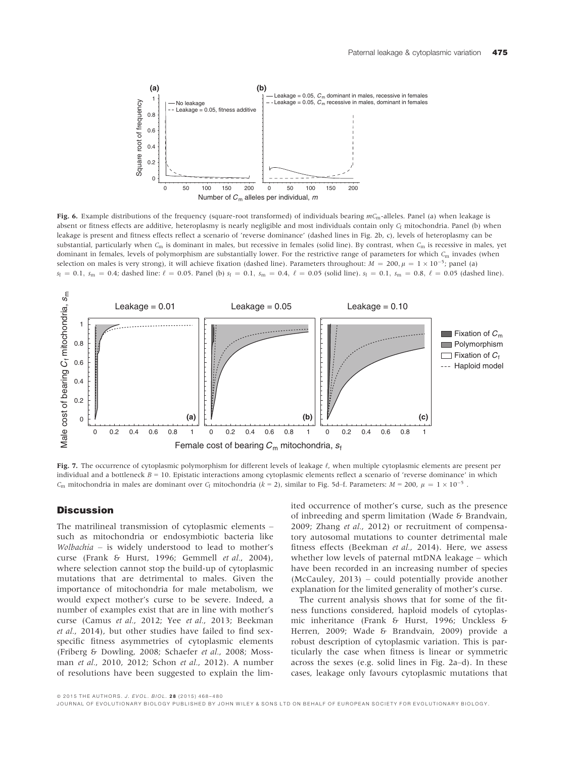**Fig. 6.** Example distributions of the frequency (square-root transformed) of individuals bearing $mC_m$-alleles. Panel (a) when leakage is absent or fitness effects are additive, heteroplasmy is nearly negligible and most individuals contain only $C_f$ mitochondria. Panel (b) when leakage is present and fitness effects reflect a scenario of 'reverse dominance' (dashed lines in Fig. 2b, c), levels of heteroplasmy can be substantial, particularly when $C_m$ is dominant in males, but recessive in females (solid line). By contrast, when $C_m$ is recessive in males, yet dominant in females, levels of polymorphism are substantially lower. For the restrictive range of parameters for which $C_m$ invades (when selection on males is very strong), it will achieve fixation (dashed line). Parameters throughout: $M = 200, \mu = 1 \times 10^{-5}$; panel (a) $s_f = 0.1$, $s_m = 0.4$; dashed line: $\ell = 0.05$. Panel (b) $s_f = 0.1$, $s_m = 0.4$, $\ell = 0.05$ (solid line). $s_f = 0.1$, $s_m = 0.8$, $\ell = 0.05$ (dashed line).

**Fig. 7.** The occurrence of cytoplasmic polymorphism for different levels of leakage $\ell$, when multiple cytoplasmic elements are present per individual and a bottleneck $B = 10$. Epistatic interactions among cytoplasmic elements reflect a scenario of 'reverse dominance' in which $C_m$ mitochondria in males are dominant over $C_f$ mitochondria ($k = 2$), similar to Fig. 5d–f. Parameters: $M = 200$, $\mu = 1 \times 10^{-5}$ .

## Discussion

The matrilineal transmission of cytoplasmic elements – such as mitochondria or endosymbiotic bacteria like *Wolbachia* – is widely understood to lead to mother's curse (Frank & Hurst, 1996; Gemmell *et al.*, 2004), where selection cannot stop the build-up of cytoplasmic mutations that are detrimental to males. Given the importance of mitochondria for male metabolism, we would expect mother's curse to be severe. Indeed, a number of examples exist that are in line with mother's curse (Camus *et al.*, 2012; Yee *et al.*, 2013; Beekman *et al.*, 2014), but other studies have failed to find sex-specific fitness asymmetries of cytoplasmic elements (Friberg & Dowling, 2008; Schaefer *et al.*, 2008; Mossman *et al.*, 2010, 2012; Schon *et al.*, 2012). A number of resolutions have been suggested to explain the limited occurrence of mother's curse, such as the presence of inbreeding and sperm limitation (Wade & Brandvain, 2009; Zhang *et al.*, 2012) or recruitment of compensatory autosomal mutations to counter detrimental male fitness effects (Beekman *et al.*, 2014). Here, we assess whether low levels of paternal mtDNA leakage – which have been recorded in an increasing number of species (McCauley, 2013) – could potentially provide another explanation for the limited generality of mother's curse.

The current analysis shows that for some of the fitness functions considered, haploid models of cytoplasmic inheritance (Frank & Hurst, 1996; Unckless & Herren, 2009; Wade & Brandvain, 2009) provide a robust description of cytoplasmic variation. This is particularly the case when fitness is linear or symmetric across the sexes (e.g. solid lines in Fig. 2a–d). In these cases, leakage only favours cytoplasmic mutations that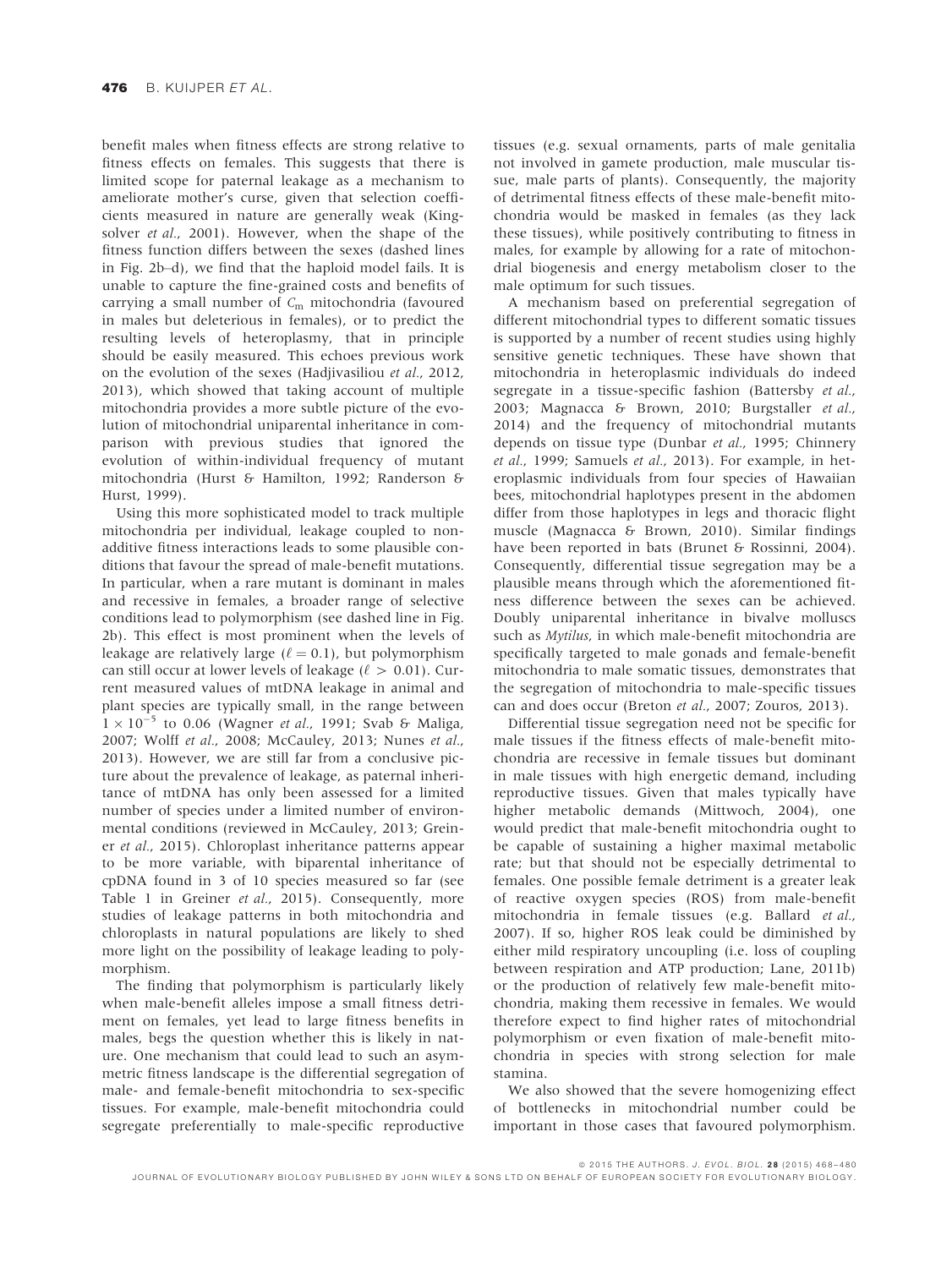benefit males when fitness effects are strong relative to fitness effects on females. This suggests that there is limited scope for paternal leakage as a mechanism to ameliorate mother's curse, given that selection coefficients measured in nature are generally weak (Kingsolver *et al.*, 2001). However, when the shape of the fitness function differs between the sexes (dashed lines in Fig. 2b–d), we find that the haploid model fails. It is unable to capture the fine-grained costs and benefits of carrying a small number of $C_m$ mitochondria (favoured in males but deleterious in females), or to predict the resulting levels of heteroplasmy, that in principle should be easily measured. This echoes previous work on the evolution of the sexes (Hadjivasiliou *et al.*, 2012, 2013), which showed that taking account of multiple mitochondria provides a more subtle picture of the evolution of mitochondrial uniparental inheritance in comparison with previous studies that ignored the evolution of within-individual frequency of mutant mitochondria (Hurst & Hamilton, 1992; Randerson & Hurst, 1999).

Using this more sophisticated model to track multiple mitochondria per individual, leakage coupled to non-additive fitness interactions leads to some plausible conditions that favour the spread of male-benefit mutations. In particular, when a rare mutant is dominant in males and recessive in females, a broader range of selective conditions lead to polymorphism (see dashed line in Fig. 2b). This effect is most prominent when the levels of leakage are relatively large ($\ell = 0.1$), but polymorphism can still occur at lower levels of leakage ($\ell > 0.01$). Current measured values of mtDNA leakage in animal and plant species are typically small, in the range between $1 \times 10^{-5}$ to 0.06 (Wagner *et al.*, 1991; Svab & Maliga, 2007; Wolff *et al.*, 2008; McCauley, 2013; Nunes *et al.*, 2013). However, we are still far from a conclusive picture about the prevalence of leakage, as paternal inheritance of mtDNA has only been assessed for a limited number of species under a limited number of environmental conditions (reviewed in McCauley, 2013; Greiner *et al.*, 2015). Chloroplast inheritance patterns appear to be more variable, with biparental inheritance of cpDNA found in 3 of 10 species measured so far (see Table 1 in Greiner *et al.*, 2015). Consequently, more studies of leakage patterns in both mitochondria and chloroplasts in natural populations are likely to shed more light on the possibility of leakage leading to polymorphism.

The finding that polymorphism is particularly likely when male-benefit alleles impose a small fitness detriment on females, yet lead to large fitness benefits in males, begs the question whether this is likely in nature. One mechanism that could lead to such an asymmetric fitness landscape is the differential segregation of male- and female-benefit mitochondria to sex-specific tissues. For example, male-benefit mitochondria could segregate preferentially to male-specific reproductive tissues (e.g. sexual ornaments, parts of male genitalia not involved in gamete production, male muscular tissue, male parts of plants). Consequently, the majority of detrimental fitness effects of these male-benefit mitochondria would be masked in females (as they lack these tissues), while positively contributing to fitness in males, for example by allowing for a rate of mitochondrial biogenesis and energy metabolism closer to the male optimum for such tissues.

A mechanism based on preferential segregation of different mitochondrial types to different somatic tissues is supported by a number of recent studies using highly sensitive genetic techniques. These have shown that mitochondria in heteroplasmic individuals do indeed segregate in a tissue-specific fashion (Battersby *et al.*, 2003; Magnacca & Brown, 2010; Burgstaller *et al.*, 2014) and the frequency of mitochondrial mutants depends on tissue type (Dunbar *et al.*, 1995; Chinnery *et al.*, 1999; Samuels *et al.*, 2013). For example, in heteroplasmic individuals from four species of Hawaiian bees, mitochondrial haplotypes present in the abdomen differ from those haplotypes in legs and thoracic flight muscle (Magnacca & Brown, 2010). Similar findings have been reported in bats (Brunet & Rossinni, 2004). Consequently, differential tissue segregation may be a plausible means through which the aforementioned fitness difference between the sexes can be achieved. Doubly uniparental inheritance in bivalve molluscs such as *Mytilus*, in which male-benefit mitochondria are specifically targeted to male gonads and female-benefit mitochondria to male somatic tissues, demonstrates that the segregation of mitochondria to male-specific tissues can and does occur (Breton *et al.*, 2007; Zouros, 2013).

Differential tissue segregation need not be specific for male tissues if the fitness effects of male-benefit mitochondria are recessive in female tissues but dominant in male tissues with high energetic demand, including reproductive tissues. Given that males typically have higher metabolic demands (Mittwoch, 2004), one would predict that male-benefit mitochondria ought to be capable of sustaining a higher maximal metabolic rate; but that should not be especially detrimental to females. One possible female detriment is a greater leak of reactive oxygen species (ROS) from male-benefit mitochondria in female tissues (e.g. Ballard *et al.*, 2007). If so, higher ROS leak could be diminished by either mild respiratory uncoupling (i.e. loss of coupling between respiration and ATP production; Lane, 2011b) or the production of relatively few male-benefit mitochondria, making them recessive in females. We would therefore expect to find higher rates of mitochondrial polymorphism or even fixation of male-benefit mitochondria in species with strong selection for male stamina.

We also showed that the severe homogenizing effect of bottlenecks in mitochondrial number could be important in those cases that favoured polymorphism.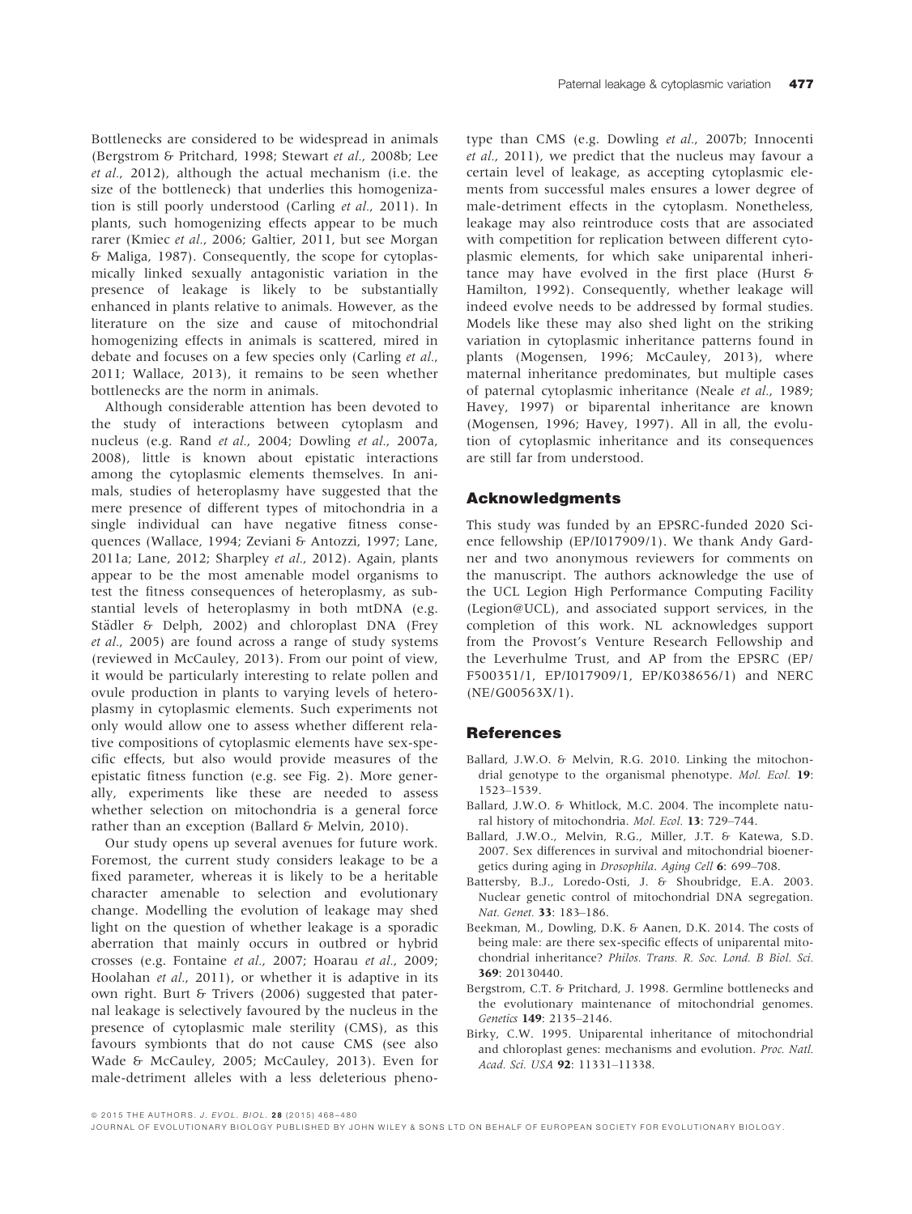Bottlenecks are considered to be widespread in animals (Bergstrom & Pritchard, 1998; Stewart *et al.*, 2008b; Lee *et al.*, 2012), although the actual mechanism (i.e. the size of the bottleneck) that underlies this homogenization is still poorly understood (Carling *et al.*, 2011). In plants, such homogenizing effects appear to be much rarer (Kmiec *et al.*, 2006; Galtier, 2011, but see Morgan & Maliga, 1987). Consequently, the scope for cytoplasmically linked sexually antagonistic variation in the presence of leakage is likely to be substantially enhanced in plants relative to animals. However, as the literature on the size and cause of mitochondrial homogenizing effects in animals is scattered, mired in debate and focuses on a few species only (Carling *et al.*, 2011; Wallace, 2013), it remains to be seen whether bottlenecks are the norm in animals.

Although considerable attention has been devoted to the study of interactions between cytoplasm and nucleus (e.g. Rand *et al.*, 2004; Dowling *et al.*, 2007a, 2008), little is known about epistatic interactions among the cytoplasmic elements themselves. In animals, studies of heteroplasmy have suggested that the mere presence of different types of mitochondria in a single individual can have negative fitness consequences (Wallace, 1994; Zeviani & Antozzi, 1997; Lane, 2011a; Lane, 2012; Sharpley *et al.*, 2012). Again, plants appear to be the most amenable model organisms to test the fitness consequences of heteroplasmy, as substantial levels of heteroplasmy in both mtDNA (e.g. Städler & Delph, 2002) and chloroplast DNA (Frey *et al.*, 2005) are found across a range of study systems (reviewed in McCauley, 2013). From our point of view, it would be particularly interesting to relate pollen and ovule production in plants to varying levels of heteroplasmy in cytoplasmic elements. Such experiments not only would allow one to assess whether different relative compositions of cytoplasmic elements have sex-specific effects, but also would provide measures of the epistatic fitness function (e.g. see Fig. 2). More generally, experiments like these are needed to assess whether selection on mitochondria is a general force rather than an exception (Ballard & Melvin, 2010).

Our study opens up several avenues for future work. Foremost, the current study considers leakage to be a fixed parameter, whereas it is likely to be a heritable character amenable to selection and evolutionary change. Modelling the evolution of leakage may shed light on the question of whether leakage is a sporadic aberration that mainly occurs in outbred or hybrid crosses (e.g. Fontaine *et al.*, 2007; Hoarau *et al.*, 2009; Hoolahan *et al.*, 2011), or whether it is adaptive in its own right. Burt & Trivers (2006) suggested that paternal leakage is selectively favoured by the nucleus in the presence of cytoplasmic male sterility (CMS), as this favours symbionts that do not cause CMS (see also Wade & McCauley, 2005; McCauley, 2013). Even for male-detriment alleles with a less deleterious phenotype than CMS (e.g. Dowling *et al.*, 2007b; Innocenti *et al.*, 2011), we predict that the nucleus may favour a certain level of leakage, as accepting cytoplasmic elements from successful males ensures a lower degree of male-detriment effects in the cytoplasm. Nonetheless, leakage may also reintroduce costs that are associated with competition for replication between different cytoplasmic elements, for which sake uniparental inheritance may have evolved in the first place (Hurst & Hamilton, 1992). Consequently, whether leakage will indeed evolve needs to be addressed by formal studies. Models like these may also shed light on the striking variation in cytoplasmic inheritance patterns found in plants (Mogensen, 1996; McCauley, 2013), where maternal inheritance predominates, but multiple cases of paternal cytoplasmic inheritance (Neale *et al.*, 1989; Havey, 1997) or biparental inheritance are known (Mogensen, 1996; Havey, 1997). All in all, the evolution of cytoplasmic inheritance and its consequences are still far from understood.

## Acknowledgments

This study was funded by an EPSRC-funded 2020 Science fellowship (EP/I017909/1). We thank Andy Gardner and two anonymous reviewers for comments on the manuscript. The authors acknowledge the use of the UCL Legion High Performance Computing Facility (Legion@UCL), and associated support services, in the completion of this work. NL acknowledges support from the Provost's Venture Research Fellowship and the Leverhulme Trust, and AP from the EPSRC (EP/F500351/1, EP/I017909/1, EP/K038656/1) and NERC (NE/G00563X/1).

## References

Ballard, J.W.O. & Melvin, R.G. 2010. Linking the mitochondrial genotype to the organismal phenotype. *Mol. Ecol.* **19**: 1523–1539.

Ballard, J.W.O. & Whitlock, M.C. 2004. The incomplete natural history of mitochondria. *Mol. Ecol.* **13**: 729–744.

Ballard, J.W.O., Melvin, R.G., Miller, J.T. & Katewa, S.D. 2007. Sex differences in survival and mitochondrial bioenergetics during aging in *Drosophila*. *Aging Cell* **6**: 699–708.

Battersby, B.J., Loredo-Osti, J. & Shoubridge, E.A. 2003. Nuclear genetic control of mitochondrial DNA segregation. *Nat. Genet.* **33**: 183–186.

Beekman, M., Dowling, D.K. & Aanen, D.K. 2014. The costs of being male: are there sex-specific effects of uniparental mitochondrial inheritance? *Philos. Trans. R. Soc. Lond. B Biol. Sci.* **369**: 20130440.

Bergstrom, C.T. & Pritchard, J. 1998. Germline bottlenecks and the evolutionary maintenance of mitochondrial genomes. *Genetics* **149**: 2135–2146.

Birky, C.W. 1995. Uniparental inheritance of mitochondrial and chloroplast genes: mechanisms and evolution. *Proc. Natl. Acad. Sci. USA* **92**: 11331–11338.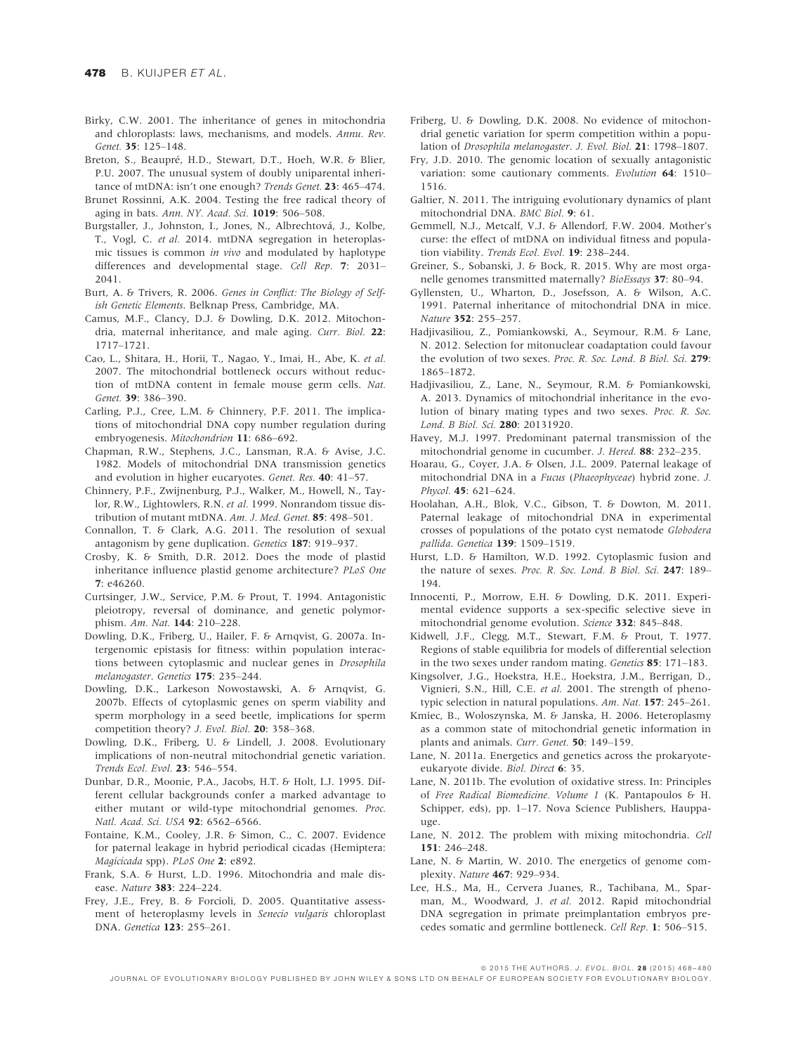Birky, C.W. 2001. The inheritance of genes in mitochondria and chloroplasts: laws, mechanisms, and models. *Annu. Rev. Genet.* **35**: 125–148.

Breton, S., Beaupré, H.D., Stewart, D.T., Hoeh, W.R. & Blier, P.U. 2007. The unusual system of doubly uniparental inheritance of mtDNA: isn't one enough? *Trends Genet.* **23**: 465–474.

Brunet Rossinni, A.K. 2004. Testing the free radical theory of aging in bats. *Ann. NY. Acad. Sci.* **1019**: 506–508.

Burgstaller, J., Johnston, I., Jones, N., Albrechtová, J., Kolbe, T., Vogl, C. *et al.* 2014. mtDNA segregation in heteroplasmic tissues is common *in vivo* and modulated by haplotype differences and developmental stage. *Cell Rep.* **7**: 2031–2041.

Burt, A. & Trivers, R. 2006. *Genes in Conflict: The Biology of Selfish Genetic Elements*. Belknap Press, Cambridge, MA.

Camus, M.F., Clancy, D.J. & Dowling, D.K. 2012. Mitochondria, maternal inheritance, and male aging. *Curr. Biol.* **22**: 1717–1721.

Cao, L., Shitara, H., Horii, T., Nagao, Y., Imai, H., Abe, K. *et al.* 2007. The mitochondrial bottleneck occurs without reduction of mtDNA content in female mouse germ cells. *Nat. Genet.* **39**: 386–390.

Carling, P.J., Cree, L.M. & Chinnery, P.F. 2011. The implications of mitochondrial DNA copy number regulation during embryogenesis. *Mitochondrion* **11**: 686–692.

Chapman, R.W., Stephens, J.C., Lansman, R.A. & Avise, J.C. 1982. Models of mitochondrial DNA transmission genetics and evolution in higher eucaryotes. *Genet. Res.* **40**: 41–57.

Chinnery, P.F., Zwijnenburg, P.J., Walker, M., Howell, N., Taylor, R.W., Lightowlers, R.N. *et al.* 1999. Nonrandom tissue distribution of mutant mtDNA. *Am. J. Med. Genet.* **85**: 498–501.

Connallon, T. & Clark, A.G. 2011. The resolution of sexual antagonism by gene duplication. *Genetics* **187**: 919–937.

Crosby, K. & Smith, D.R. 2012. Does the mode of plastid inheritance influence plastid genome architecture? *PLoS One* **7**: e46260.

Curtsinger, J.W., Service, P.M. & Prout, T. 1994. Antagonistic pleiotropy, reversal of dominance, and genetic polymorphism. *Am. Nat.* **144**: 210–228.

Dowling, D.K., Friberg, U., Hailer, F. & Arnqvist, G. 2007a. Intergenomic epistasis for fitness: within population interactions between cytoplasmic and nuclear genes in *Drosophila melanogaster*. *Genetics* **175**: 235–244.

Dowling, D.K., Larkeson Nowostawski, A. & Arnqvist, G. 2007b. Effects of cytoplasmic genes on sperm viability and sperm morphology in a seed beetle, implications for sperm competition theory? *J. Evol. Biol.* **20**: 358–368.

Dowling, D.K., Friberg, U. & Lindell, J. 2008. Evolutionary implications of non-neutral mitochondrial genetic variation. *Trends Ecol. Evol.* **23**: 546–554.

Dunbar, D.R., Moonie, P.A., Jacobs, H.T. & Holt, I.J. 1995. Different cellular backgrounds confer a marked advantage to either mutant or wild-type mitochondrial genomes. *Proc. Natl. Acad. Sci. USA* **92**: 6562–6566.

Fontaine, K.M., Cooley, J.R. & Simon, C., C. 2007. Evidence for paternal leakage in hybrid periodical cicadas (Hemiptera: *Magicicada* spp). *PLoS One* **2**: e892.

Frank, S.A. & Hurst, L.D. 1996. Mitochondria and male disease. *Nature* **383**: 224–224.

Frey, J.E., Frey, B. & Forcioli, D. 2005. Quantitative assessment of heteroplasmy levels in *Senecio vulgaris* chloroplast DNA. *Genetica* **123**: 255–261.

Friberg, U. & Dowling, D.K. 2008. No evidence of mitochondrial genetic variation for sperm competition within a population of *Drosophila melanogaster*. *J. Evol. Biol.* **21**: 1798–1807.

Fry, J.D. 2010. The genomic location of sexually antagonistic variation: some cautionary comments. *Evolution* **64**: 1510–1516.

Galtier, N. 2011. The intriguing evolutionary dynamics of plant mitochondrial DNA. *BMC Biol.* **9**: 61.

Gemmell, N.J., Metcalf, V.J. & Allendorf, F.W. 2004. Mother's curse: the effect of mtDNA on individual fitness and population viability. *Trends Ecol. Evol.* **19**: 238–244.

Greiner, S., Sobanski, J. & Bock, R. 2015. Why are most organelle genomes transmitted maternally? *BioEssays* **37**: 80–94.

Gyllensten, U., Wharton, D., Josefsson, A. & Wilson, A.C. 1991. Paternal inheritance of mitochondrial DNA in mice. *Nature* **352**: 255–257.

Hadjivasiliou, Z., Pomiankowski, A., Seymour, R.M. & Lane, N. 2012. Selection for mitonuclear coadaptation could favour the evolution of two sexes. *Proc. R. Soc. Lond. B Biol. Sci.* **279**: 1865–1872.

Hadjivasiliou, Z., Lane, N., Seymour, R.M. & Pomiankowski, A. 2013. Dynamics of mitochondrial inheritance in the evolution of binary mating types and two sexes. *Proc. R. Soc. Lond. B Biol. Sci.* **280**: 20131920.

Havey, M.J. 1997. Predominant paternal transmission of the mitochondrial genome in cucumber. *J. Hered.* **88**: 232–235.

Hoarau, G., Coyer, J.A. & Olsen, J.L. 2009. Paternal leakage of mitochondrial DNA in a *Fucus* (*Phaeophyceae*) hybrid zone. *J. Phycol.* **45**: 621–624.

Hoolahan, A.H., Blok, V.C., Gibson, T. & Dowton, M. 2011. Paternal leakage of mitochondrial DNA in experimental crosses of populations of the potato cyst nematode *Globodera pallida*. *Genetica* **139**: 1509–1519.

Hurst, L.D. & Hamilton, W.D. 1992. Cytoplasmic fusion and the nature of sexes. *Proc. R. Soc. Lond. B Biol. Sci.* **247**: 189–194.

Innocenti, P., Morrow, E.H. & Dowling, D.K. 2011. Experimental evidence supports a sex-specific selective sieve in mitochondrial genome evolution. *Science* **332**: 845–848.

Kidwell, J.F., Clegg, M.T., Stewart, F.M. & Prout, T. 1977. Regions of stable equilibria for models of differential selection in the two sexes under random mating. *Genetics* **85**: 171–183.

Kingsolver, J.G., Hoekstra, H.E., Hoekstra, J.M., Berrigan, D., Vignieri, S.N., Hill, C.E. *et al.* 2001. The strength of phenotypic selection in natural populations. *Am. Nat.* **157**: 245–261.

Kmiec, B., Woloszynska, M. & Janska, H. 2006. Heteroplasmy as a common state of mitochondrial genetic information in plants and animals. *Curr. Genet.* **50**: 149–159.

Lane, N. 2011a. Energetics and genetics across the prokaryote-eukaryote divide. *Biol. Direct* **6**: 35.

Lane, N. 2011b. The evolution of oxidative stress. In: Principles of *Free Radical Biomedicine. Volume 1* (K. Pantapoulos & H. Schipper, eds), pp. 1–17. Nova Science Publishers, Hauppauge.

Lane, N. 2012. The problem with mixing mitochondria. *Cell* **151**: 246–248.

Lane, N. & Martin, W. 2010. The energetics of genome complexity. *Nature* **467**: 929–934.

Lee, H.S., Ma, H., Cervera Juanes, R., Tachibana, M., Sparman, M., Woodward, J. *et al.* 2012. Rapid mitochondrial DNA segregation in primate preimplantation embryos precedes somatic and germline bottleneck. *Cell Rep.* **1**: 506–515.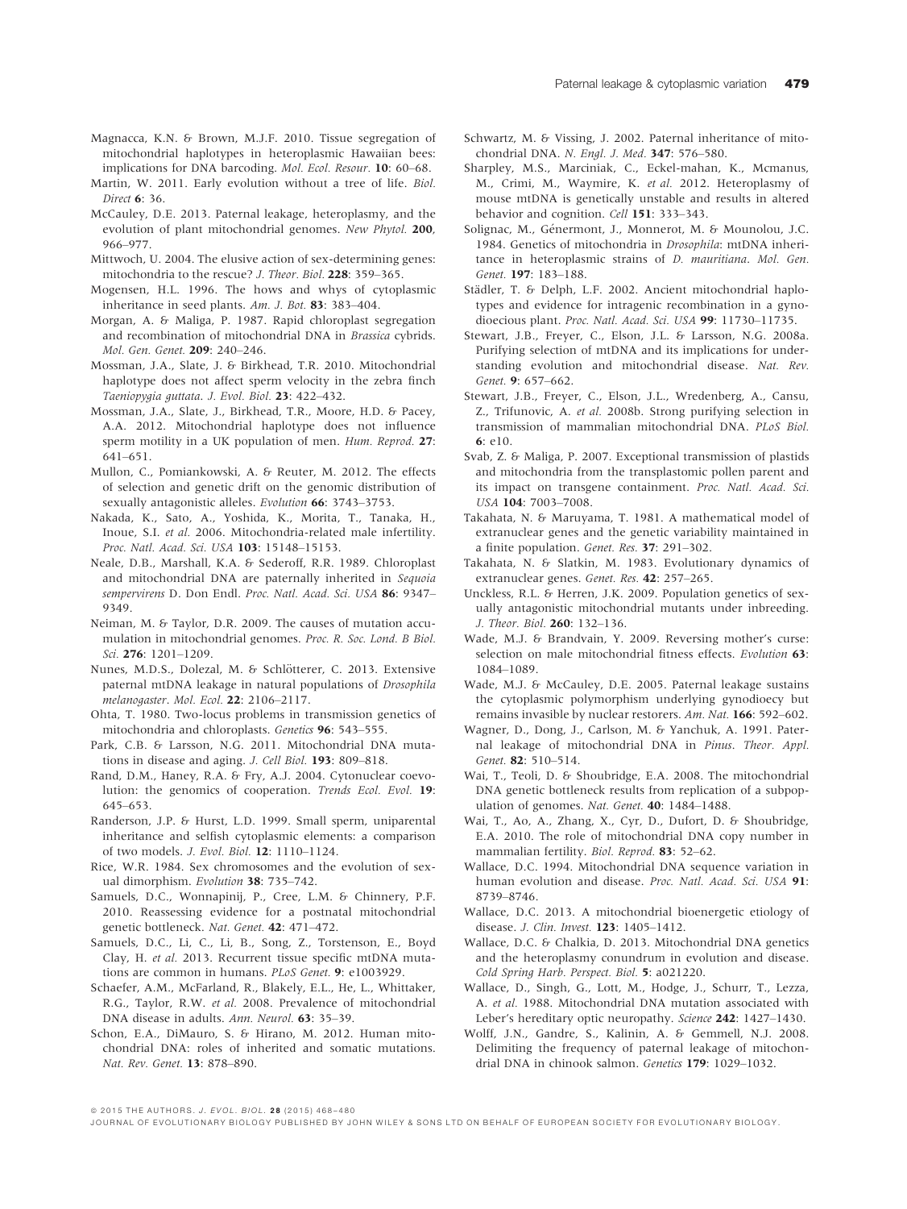Magnacca, K.N. & Brown, M.J.F. 2010. Tissue segregation of mitochondrial haplotypes in heteroplasmic Hawaiian bees: implications for DNA barcoding. *Mol. Ecol. Resour.* **10**: 60–68.

Martin, W. 2011. Early evolution without a tree of life. *Biol. Direct* **6**: 36.

McCauley, D.E. 2013. Paternal leakage, heteroplasmy, and the evolution of plant mitochondrial genomes. *New Phytol.* **200**, 966–977.

Mittwoch, U. 2004. The elusive action of sex-determining genes: mitochondria to the rescue? *J. Theor. Biol.* **228**: 359–365.

Mogensen, H.L. 1996. The hows and whys of cytoplasmic inheritance in seed plants. *Am. J. Bot.* **83**: 383–404.

Morgan, A. & Maliga, P. 1987. Rapid chloroplast segregation and recombination of mitochondrial DNA in *Brassica* cybrids. *Mol. Gen. Genet.* **209**: 240–246.

Mossman, J.A., Slate, J. & Birkhead, T.R. 2010. Mitochondrial haplotype does not affect sperm velocity in the zebra finch *Taeniopygia guttata*. *J. Evol. Biol.* **23**: 422–432.

Mossman, J.A., Slate, J., Birkhead, T.R., Moore, H.D. & Pacey, A.A. 2012. Mitochondrial haplotype does not influence sperm motility in a UK population of men. *Hum. Reprod.* **27**: 641–651.

Mullon, C., Pomiankowski, A. & Reuter, M. 2012. The effects of selection and genetic drift on the genomic distribution of sexually antagonistic alleles. *Evolution* **66**: 3743–3753.

Nakada, K., Sato, A., Yoshida, K., Morita, T., Tanaka, H., Inoue, S.I. *et al.* 2006. Mitochondria-related male infertility. *Proc. Natl. Acad. Sci. USA* **103**: 15148–15153.

Neale, D.B., Marshall, K.A. & Sederoff, R.R. 1989. Chloroplast and mitochondrial DNA are paternally inherited in *Sequoia sempervirens* D. Don Endl. *Proc. Natl. Acad. Sci. USA* **86**: 9347–9349.

Neiman, M. & Taylor, D.R. 2009. The causes of mutation accumulation in mitochondrial genomes. *Proc. R. Soc. Lond. B Biol. Sci.* **276**: 1201–1209.

Nunes, M.D.S., Dolezal, M. & Schlötterer, C. 2013. Extensive paternal mtDNA leakage in natural populations of *Drosophila melanogaster*. *Mol. Ecol.* **22**: 2106–2117.

Ohta, T. 1980. Two-locus problems in transmission genetics of mitochondria and chloroplasts. *Genetics* **96**: 543–555.

Park, C.B. & Larsson, N.G. 2011. Mitochondrial DNA mutations in disease and aging. *J. Cell Biol.* **193**: 809–818.

Rand, D.M., Haney, R.A. & Fry, A.J. 2004. Cytonuclear coevolution: the genomics of cooperation. *Trends Ecol. Evol.* **19**: 645–653.

Randerson, J.P. & Hurst, L.D. 1999. Small sperm, uniparental inheritance and selfish cytoplasmic elements: a comparison of two models. *J. Evol. Biol.* **12**: 1110–1124.

Rice, W.R. 1984. Sex chromosomes and the evolution of sexual dimorphism. *Evolution* **38**: 735–742.

Samuels, D.C., Wonnapinij, P., Cree, L.M. & Chinnery, P.F. 2010. Reassessing evidence for a postnatal mitochondrial genetic bottleneck. *Nat. Genet.* **42**: 471–472.

Samuels, D.C., Li, C., Li, B., Song, Z., Torstenson, E., Boyd Clay, H. *et al.* 2013. Recurrent tissue specific mtDNA mutations are common in humans. *PLoS Genet.* **9**: e1003929.

Schaefer, A.M., McFarland, R., Blakely, E.L., He, L., Whittaker, R.G., Taylor, R.W. *et al.* 2008. Prevalence of mitochondrial DNA disease in adults. *Ann. Neurol.* **63**: 35–39.

Schon, E.A., DiMauro, S. & Hirano, M. 2012. Human mitochondrial DNA: roles of inherited and somatic mutations. *Nat. Rev. Genet.* **13**: 878–890.

Schwartz, M. & Vissing, J. 2002. Paternal inheritance of mitochondrial DNA. *N. Engl. J. Med.* **347**: 576–580.

Sharpley, M.S., Marciniak, C., Eckel-mahan, K., Mcmanus, M., Crimi, M., Waymire, K. *et al.* 2012. Heteroplasmy of mouse mtDNA is genetically unstable and results in altered behavior and cognition. *Cell* **151**: 333–343.

Solignac, M., Génermont, J., Monnerot, M. & Mounolou, J.C. 1984. Genetics of mitochondria in *Drosophila*: mtDNA inheritance in heteroplasmic strains of *D. mauritiana*. *Mol. Gen. Genet.* **197**: 183–188.

Städler, T. & Delph, L.F. 2002. Ancient mitochondrial haplotypes and evidence for intragenic recombination in a gynodioecious plant. *Proc. Natl. Acad. Sci. USA* **99**: 11730–11735.

Stewart, J.B., Freyer, C., Elson, J.L. & Larsson, N.G. 2008a. Purifying selection of mtDNA and its implications for understanding evolution and mitochondrial disease. *Nat. Rev. Genet.* **9**: 657–662.

Stewart, J.B., Freyer, C., Elson, J.L., Wredenberg, A., Cansu, Z., Trifunovic, A. *et al.* 2008b. Strong purifying selection in transmission of mammalian mitochondrial DNA. *PLoS Biol.* **6**: e10.

Svab, Z. & Maliga, P. 2007. Exceptional transmission of plastids and mitochondria from the transplastomic pollen parent and its impact on transgene containment. *Proc. Natl. Acad. Sci. USA* **104**: 7003–7008.

Takahata, N. & Maruyama, T. 1981. A mathematical model of extranuclear genes and the genetic variability maintained in a finite population. *Genet. Res.* **37**: 291–302.

Takahata, N. & Slatkin, M. 1983. Evolutionary dynamics of extranuclear genes. *Genet. Res.* **42**: 257–265.

Unckless, R.L. & Herren, J.K. 2009. Population genetics of sexually antagonistic mitochondrial mutants under inbreeding. *J. Theor. Biol.* **260**: 132–136.

Wade, M.J. & Brandvain, Y. 2009. Reversing mother's curse: selection on male mitochondrial fitness effects. *Evolution* **63**: 1084–1089.

Wade, M.J. & McCauley, D.E. 2005. Paternal leakage sustains the cytoplasmic polymorphism underlying gynodioecy but remains invasible by nuclear restorers. *Am. Nat.* **166**: 592–602.

Wagner, D., Dong, J., Carlson, M. & Yanchuk, A. 1991. Paternal leakage of mitochondrial DNA in *Pinus*. *Theor. Appl. Genet.* **82**: 510–514.

Wai, T., Teoli, D. & Shoubridge, E.A. 2008. The mitochondrial DNA genetic bottleneck results from replication of a subpopulation of genomes. *Nat. Genet.* **40**: 1484–1488.

Wai, T., Ao, A., Zhang, X., Cyr, D., Dufort, D. & Shoubridge, E.A. 2010. The role of mitochondrial DNA copy number in mammalian fertility. *Biol. Reprod.* **83**: 52–62.

Wallace, D.C. 1994. Mitochondrial DNA sequence variation in human evolution and disease. *Proc. Natl. Acad. Sci. USA* **91**: 8739–8746.

Wallace, D.C. 2013. A mitochondrial bioenergetic etiology of disease. *J. Clin. Invest.* **123**: 1405–1412.

Wallace, D.C. & Chalkia, D. 2013. Mitochondrial DNA genetics and the heteroplasmy conundrum in evolution and disease. *Cold Spring Harb. Perspect. Biol.* **5**: a021220.

Wallace, D., Singh, G., Lott, M., Hodge, J., Schurr, T., Lezza, A. *et al.* 1988. Mitochondrial DNA mutation associated with Leber's hereditary optic neuropathy. *Science* **242**: 1427–1430.

Wolff, J.N., Gandre, S., Kalinin, A. & Gemmell, N.J. 2008. Delimiting the frequency of paternal leakage of mitochondrial DNA in chinook salmon. *Genetics* **179**: 1029–1032.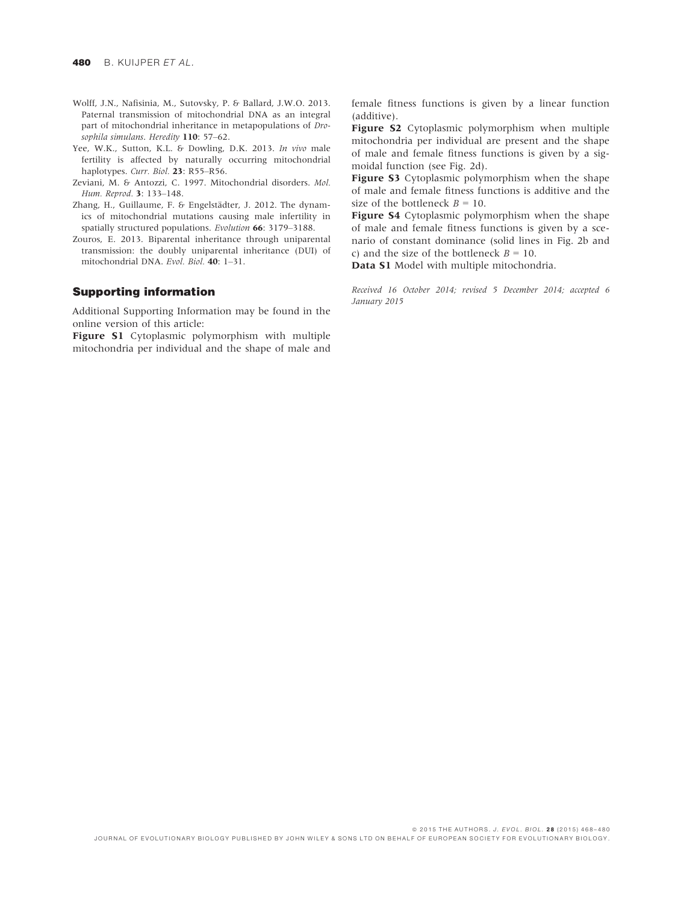Wolff, J.N., Nafisinia, M., Sutovsky, P. & Ballard, J.W.O. 2013. Paternal transmission of mitochondrial DNA as an integral part of mitochondrial inheritance in metapopulations of *Drosophila simulans*. *Heredity* **110**: 57–62.

Yee, W.K., Sutton, K.L. & Dowling, D.K. 2013. *In vivo* male fertility is affected by naturally occurring mitochondrial haplotypes. *Curr. Biol.* **23**: R55–R56.

Zeviani, M. & Antozzi, C. 1997. Mitochondrial disorders. *Mol. Hum. Reprod.* **3**: 133–148.

Zhang, H., Guillaume, F. & Engelstädter, J. 2012. The dynamics of mitochondrial mutations causing male infertility in spatially structured populations. *Evolution* **66**: 3179–3188.

Zouros, E. 2013. Biparental inheritance through uniparental transmission: the doubly uniparental inheritance (DUI) of mitochondrial DNA. *Evol. Biol.* **40**: 1–31.

## Supporting information

Additional Supporting Information may be found in the online version of this article:

**Figure S1** Cytoplasmic polymorphism with multiple mitochondria per individual and the shape of male and female fitness functions is given by a linear function (additive).

**Figure S2** Cytoplasmic polymorphism when multiple mitochondria per individual are present and the shape of male and female fitness functions is given by a sigmoidal function (see Fig. 2d).

**Figure S3** Cytoplasmic polymorphism when the shape of male and female fitness functions is additive and the size of the bottleneck $B = 10$.

**Figure S4** Cytoplasmic polymorphism when the shape of male and female fitness functions is given by a scenario of constant dominance (solid lines in Fig. 2b and c) and the size of the bottleneck $B = 10$.

**Data S1** Model with multiple mitochondria.

*Received 16 October 2014; revised 5 December 2014; accepted 6 January 2015*